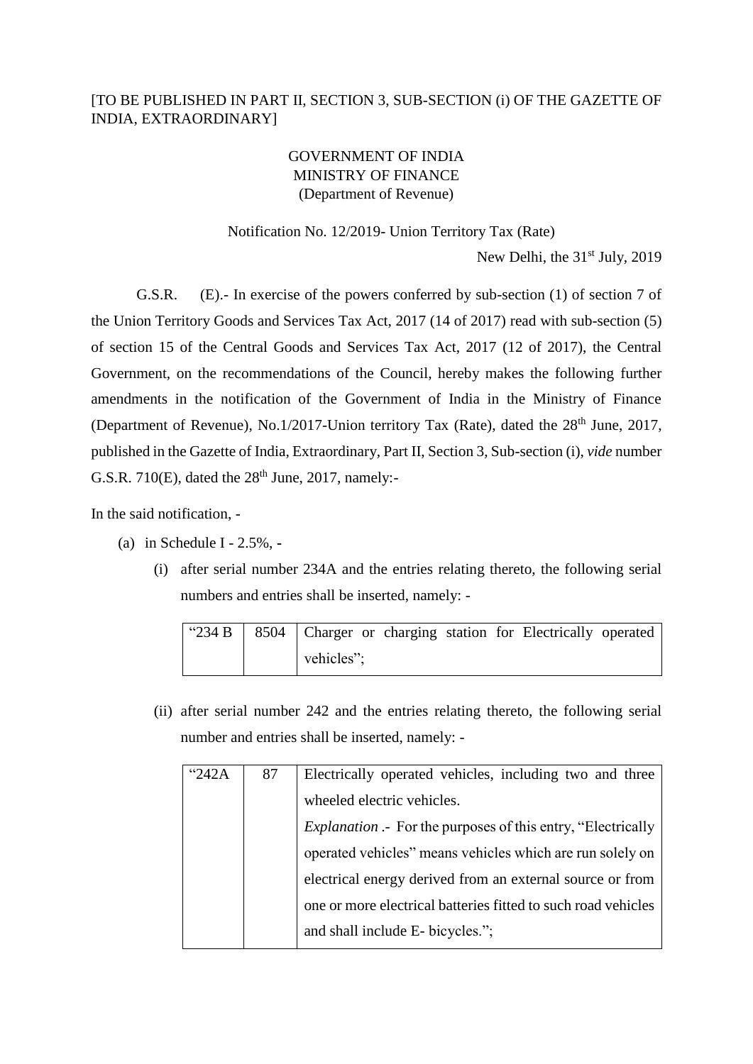[TO BE PUBLISHED IN PART II, SECTION 3, SUB-SECTION (i) OF THE GAZETTE OF INDIA, EXTRAORDINARY]

GOVERNMENT OF INDIA
MINISTRY OF FINANCE
(Department of Revenue)

Notification No. 12/2019- Union Territory Tax (Rate)

New Delhi, the 31st July, 2019

G.S.R. (E).- In exercise of the powers conferred by sub-section (1) of section 7 of the Union Territory Goods and Services Tax Act, 2017 (14 of 2017) read with sub-section (5) of section 15 of the Central Goods and Services Tax Act, 2017 (12 of 2017), the Central Government, on the recommendations of the Council, hereby makes the following further amendments in the notification of the Government of India in the Ministry of Finance (Department of Revenue), No.1/2017-Union territory Tax (Rate), dated the 28th June, 2017, published in the Gazette of India, Extraordinary, Part II, Section 3, Sub-section (i), *vide* number G.S.R. 710(E), dated the 28th June, 2017, namely:-

In the said notification, -

(a) in Schedule I - 2.5%, -

(i) after serial number 234A and the entries relating thereto, the following serial numbers and entries shall be inserted, namely: -

| "234 B | 8504 | Charger or charging station for Electrically operated vehicles"; |
|---|---|---|

(ii) after serial number 242 and the entries relating thereto, the following serial number and entries shall be inserted, namely: -

| "242A | 87 | Electrically operated vehicles, including two and three wheeled electric vehicles.<br>*Explanation* .- For the purposes of this entry, "Electrically operated vehicles" means vehicles which are run solely on electrical energy derived from an external source or from one or more electrical batteries fitted to such road vehicles and shall include E- bicycles."; |
|---|---|---|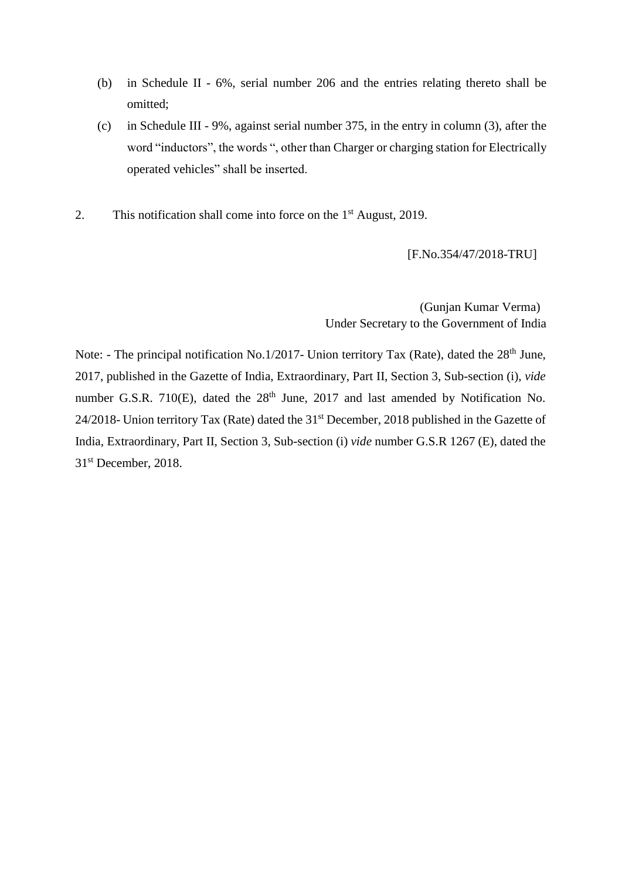(b) in Schedule II - 6%, serial number 206 and the entries relating thereto shall be omitted;

(c) in Schedule III - 9%, against serial number 375, in the entry in column (3), after the word "inductors", the words ", other than Charger or charging station for Electrically operated vehicles" shall be inserted.

2. This notification shall come into force on the 1st August, 2019.

[F.No.354/47/2018-TRU]

(Gunjan Kumar Verma)
Under Secretary to the Government of India

Note: - The principal notification No.1/2017- Union territory Tax (Rate), dated the 28th June, 2017, published in the Gazette of India, Extraordinary, Part II, Section 3, Sub-section (i), *vide* number G.S.R. 710(E), dated the 28th June, 2017 and last amended by Notification No. 24/2018- Union territory Tax (Rate) dated the 31st December, 2018 published in the Gazette of India, Extraordinary, Part II, Section 3, Sub-section (i) *vide* number G.S.R 1267 (E), dated the 31st December, 2018.